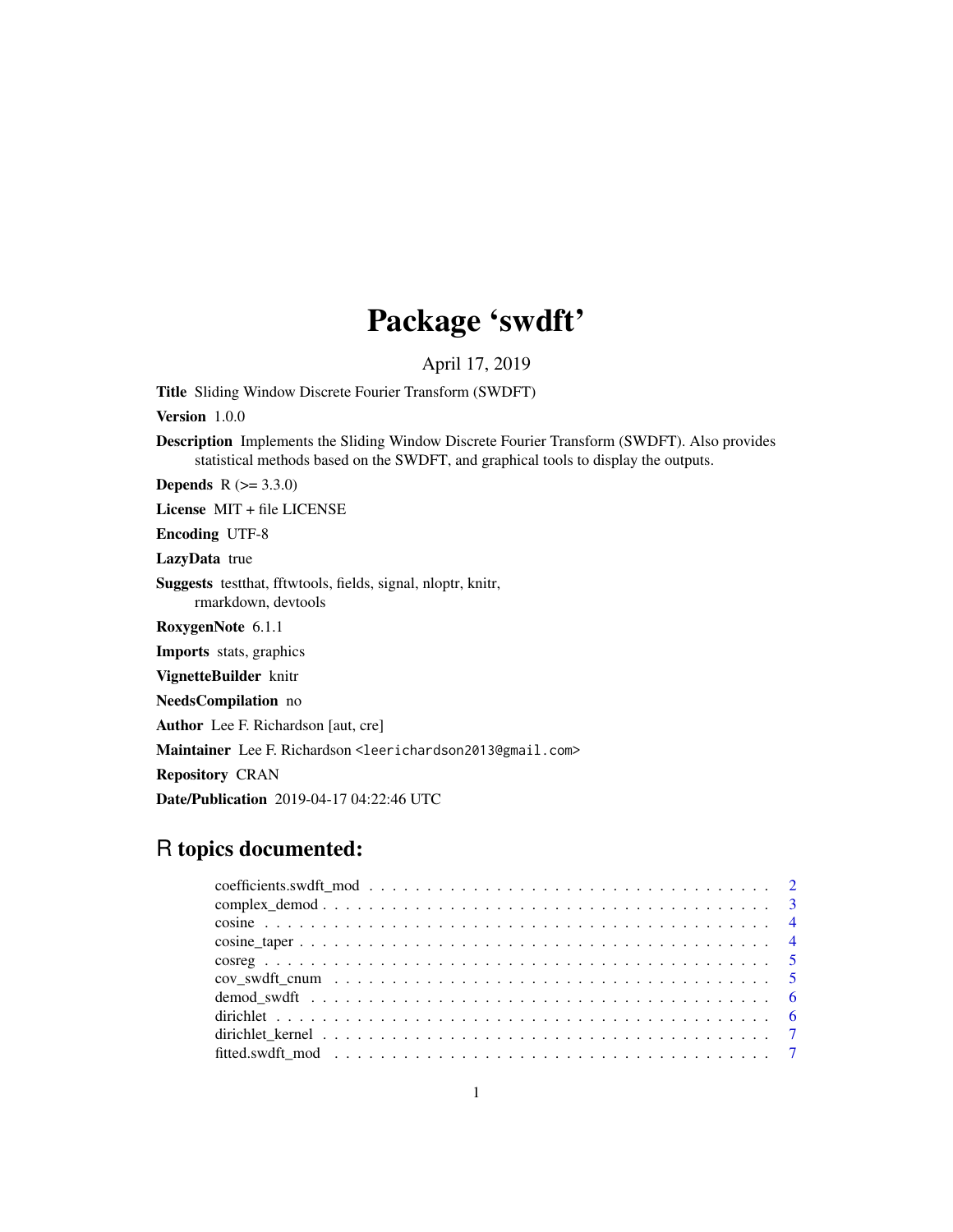# Package 'swdft'

April 17, 2019

**Title** Sliding Window Discrete Fourier Transform (SWDFT)

**Version** 1.0.0

**Description** Implements the Sliding Window Discrete Fourier Transform (SWDFT). Also provides statistical methods based on the SWDFT, and graphical tools to display the outputs.

**Depends** R (>= 3.3.0)

**License** MIT + file LICENSE

**Encoding** UTF-8

**LazyData** true

**Suggests** testthat, fftwtools, fields, signal, nloptr, knitr, rmarkdown, devtools

**RoxygenNote** 6.1.1

**Imports** stats, graphics

**VignetteBuilder** knitr

**NeedsCompilation** no

**Author** Lee F. Richardson [aut, cre]

**Maintainer** Lee F. Richardson <leerichardson2013@gmail.com>

**Repository** CRAN

**Date/Publication** 2019-04-17 04:22:46 UTC

## R topics documented:

| | |
|---|---|
| coefficients.swdft_mod | 2 |
| complex_demod | 3 |
| cosine | 4 |
| cosine_taper | 4 |
| cosreg | 5 |
| cov_swdft_cnum | 5 |
| demod_swdft | 6 |
| dirichlet | 6 |
| dirichlet_kernel | 7 |
| fitted.swdft_mod | 7 |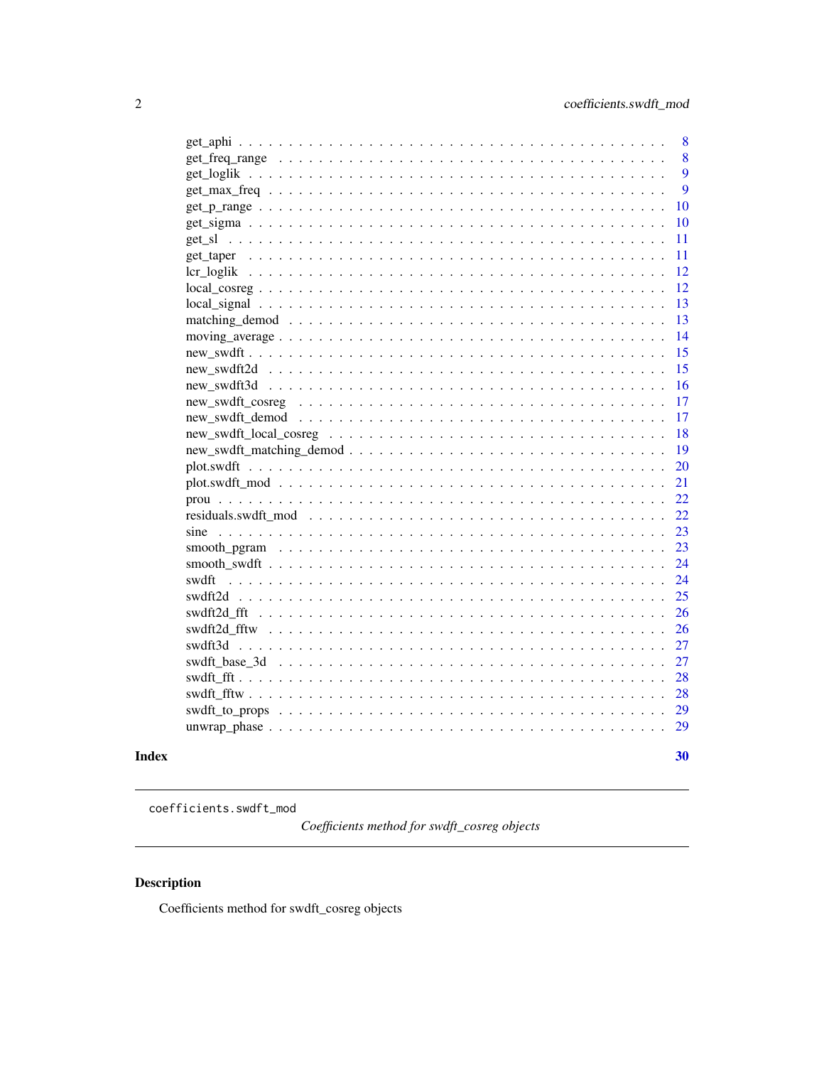get_aphi . . . . . . . . . . . . . . . . . . . . . . . . . . . . . . . . . . . . . . . . 8
get_freq_range . . . . . . . . . . . . . . . . . . . . . . . . . . . . . . . . . . . . . 8
get_loglik . . . . . . . . . . . . . . . . . . . . . . . . . . . . . . . . . . . . . . . 9
get_max_freq . . . . . . . . . . . . . . . . . . . . . . . . . . . . . . . . . . . . . . 9
get_p_range . . . . . . . . . . . . . . . . . . . . . . . . . . . . . . . . . . . . . . 10
get_sigma . . . . . . . . . . . . . . . . . . . . . . . . . . . . . . . . . . . . . . . 10
get_sl . . . . . . . . . . . . . . . . . . . . . . . . . . . . . . . . . . . . . . . . . 11
get_taper . . . . . . . . . . . . . . . . . . . . . . . . . . . . . . . . . . . . . . . 11
lcr_loglik . . . . . . . . . . . . . . . . . . . . . . . . . . . . . . . . . . . . . . . 12
local_cosreg . . . . . . . . . . . . . . . . . . . . . . . . . . . . . . . . . . . . . . 12
local_signal . . . . . . . . . . . . . . . . . . . . . . . . . . . . . . . . . . . . . . 13
matching_demod . . . . . . . . . . . . . . . . . . . . . . . . . . . . . . . . . . . . 13
moving_average . . . . . . . . . . . . . . . . . . . . . . . . . . . . . . . . . . . . 14
new_swdft . . . . . . . . . . . . . . . . . . . . . . . . . . . . . . . . . . . . . . . 15
new_swdft2d . . . . . . . . . . . . . . . . . . . . . . . . . . . . . . . . . . . . . . 15
new_swdft3d . . . . . . . . . . . . . . . . . . . . . . . . . . . . . . . . . . . . . . 16
new_swdft_cosreg . . . . . . . . . . . . . . . . . . . . . . . . . . . . . . . . . . . 17
new_swdft_demod . . . . . . . . . . . . . . . . . . . . . . . . . . . . . . . . . . . 17
new_swdft_local_cosreg . . . . . . . . . . . . . . . . . . . . . . . . . . . . . . . 18
new_swdft_matching_demod . . . . . . . . . . . . . . . . . . . . . . . . . . . . . 19
plot.swdft . . . . . . . . . . . . . . . . . . . . . . . . . . . . . . . . . . . . . . . 20
plot.swdft_mod . . . . . . . . . . . . . . . . . . . . . . . . . . . . . . . . . . . . 21
prou . . . . . . . . . . . . . . . . . . . . . . . . . . . . . . . . . . . . . . . . . . 22
residuals.swdft_mod . . . . . . . . . . . . . . . . . . . . . . . . . . . . . . . . . 22
sine . . . . . . . . . . . . . . . . . . . . . . . . . . . . . . . . . . . . . . . . . . 23
smooth_pgram . . . . . . . . . . . . . . . . . . . . . . . . . . . . . . . . . . . . . 23
smooth_swdft . . . . . . . . . . . . . . . . . . . . . . . . . . . . . . . . . . . . . 24
swdft . . . . . . . . . . . . . . . . . . . . . . . . . . . . . . . . . . . . . . . . . 24
swdft2d . . . . . . . . . . . . . . . . . . . . . . . . . . . . . . . . . . . . . . . . 25
swdft2d_fft . . . . . . . . . . . . . . . . . . . . . . . . . . . . . . . . . . . . . . 26
swdft2d_fftw . . . . . . . . . . . . . . . . . . . . . . . . . . . . . . . . . . . . . 26
swdft3d . . . . . . . . . . . . . . . . . . . . . . . . . . . . . . . . . . . . . . . . 27
swdft_base_3d . . . . . . . . . . . . . . . . . . . . . . . . . . . . . . . . . . . . . 27
swdft_fft . . . . . . . . . . . . . . . . . . . . . . . . . . . . . . . . . . . . . . . 28
swdft_fftw . . . . . . . . . . . . . . . . . . . . . . . . . . . . . . . . . . . . . . . 28
swdft_to_props . . . . . . . . . . . . . . . . . . . . . . . . . . . . . . . . . . . . 29
unwrap_phase . . . . . . . . . . . . . . . . . . . . . . . . . . . . . . . . . . . . . 29

**Index** **30**

---

`coefficients.swdft_mod` *Coefficients method for swdft_cosreg objects*

---

## Description

Coefficients method for swdft_cosreg objects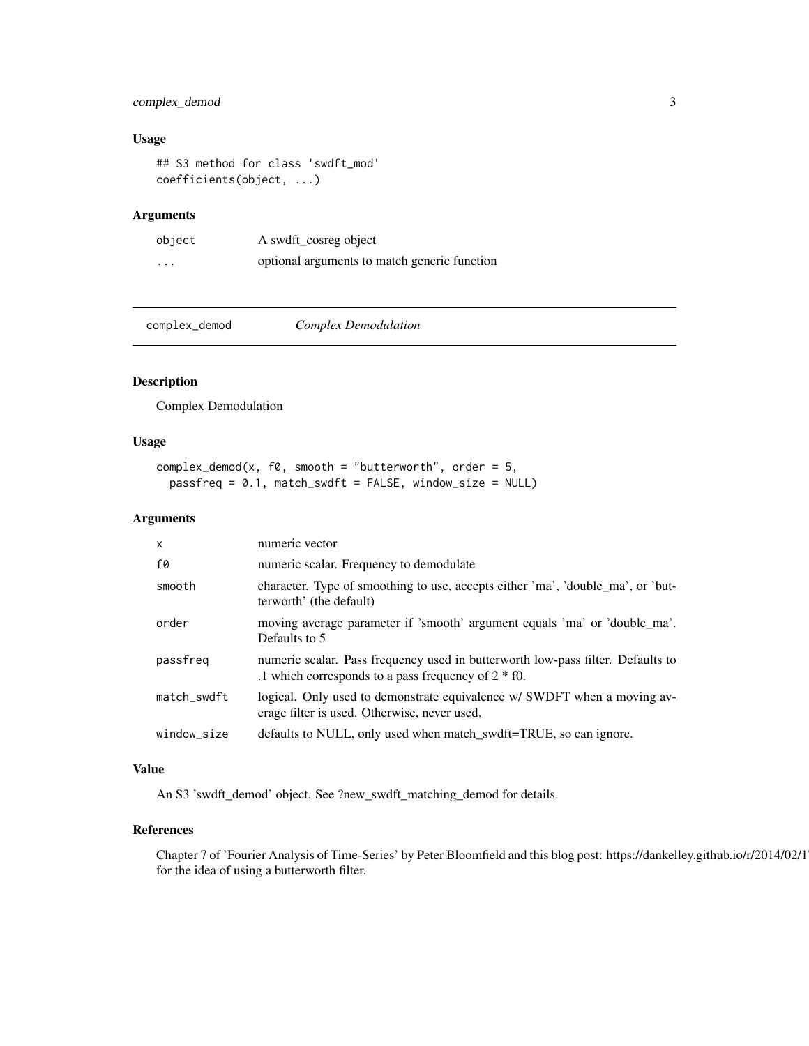### Usage

```
## S3 method for class 'swdft_mod'
coefficients(object, ...)
```

### Arguments

| | |
|---|---|
| object | A swdft_cosreg object |
| ... | optional arguments to match generic function |

---

## complex_demod *Complex Demodulation*

### Description

Complex Demodulation

### Usage

```
complex_demod(x, f0, smooth = "butterworth", order = 5,
  passfreq = 0.1, match_swdft = FALSE, window_size = NULL)
```

### Arguments

| | |
|---|---|
| x | numeric vector |
| f0 | numeric scalar. Frequency to demodulate |
| smooth | character. Type of smoothing to use, accepts either 'ma', 'double_ma', or 'butterworth' (the default) |
| order | moving average parameter if 'smooth' argument equals 'ma' or 'double_ma'. Defaults to 5 |
| passfreq | numeric scalar. Pass frequency used in butterworth low-pass filter. Defaults to .1 which corresponds to a pass frequency of 2 * f0. |
| match_swdft | logical. Only used to demonstrate equivalence w/ SWDFT when a moving average filter is used. Otherwise, never used. |
| window_size | defaults to NULL, only used when match_swdft=TRUE, so can ignore. |

### Value

An S3 'swdft_demod' object. See ?new_swdft_matching_demod for details.

### References

Chapter 7 of 'Fourier Analysis of Time-Series' by Peter Bloomfield and this blog post: https://dankelley.github.io/r/2014/02/1 for the idea of using a butterworth filter.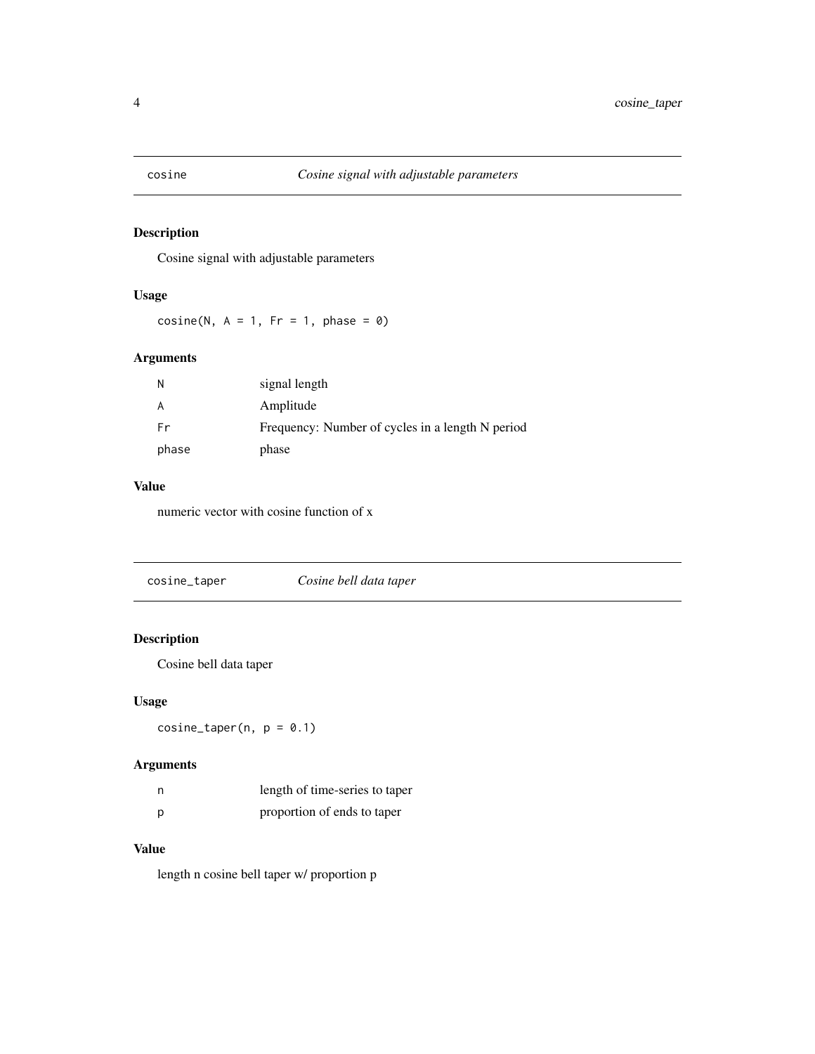## cosine — *Cosine signal with adjustable parameters*

### Description

Cosine signal with adjustable parameters

### Usage

```
cosine(N, A = 1, Fr = 1, phase = 0)
```

### Arguments

| | |
|---|---|
| N | signal length |
| A | Amplitude |
| Fr | Frequency: Number of cycles in a length N period |
| phase | phase |

### Value

numeric vector with cosine function of x

## cosine_taper — *Cosine bell data taper*

### Description

Cosine bell data taper

### Usage

```
cosine_taper(n, p = 0.1)
```

### Arguments

| | |
|---|---|
| n | length of time-series to taper |
| p | proportion of ends to taper |

### Value

length n cosine bell taper w/ proportion p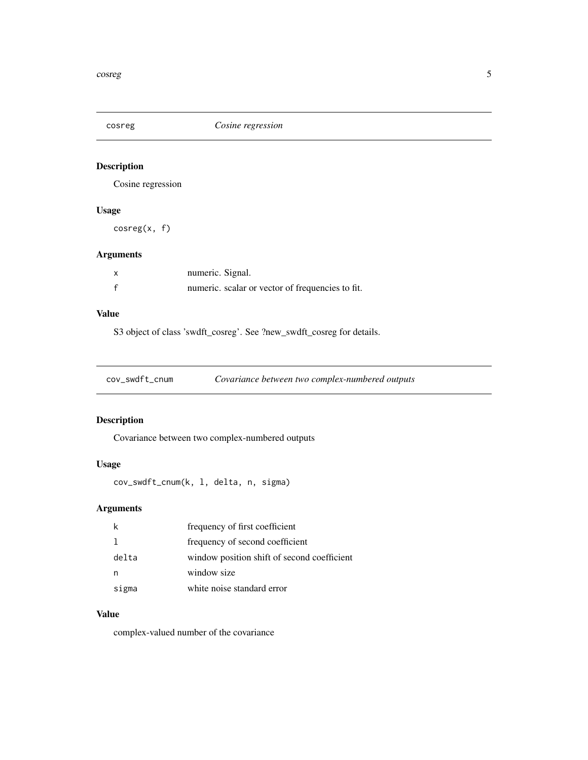## cosreg *Cosine regression*

### Description

Cosine regression

### Usage

```
cosreg(x, f)
```

### Arguments

| | |
|---|---|
| x | numeric. Signal. |
| f | numeric. scalar or vector of frequencies to fit. |

### Value

S3 object of class 'swdft_cosreg'. See ?new_swdft_cosreg for details.

## cov_swdft_cnum *Covariance between two complex-numbered outputs*

### Description

Covariance between two complex-numbered outputs

### Usage

```
cov_swdft_cnum(k, l, delta, n, sigma)
```

### Arguments

| | |
|---|---|
| k | frequency of first coefficient |
| l | frequency of second coefficient |
| delta | window position shift of second coefficient |
| n | window size |
| sigma | white noise standard error |

### Value

complex-valued number of the covariance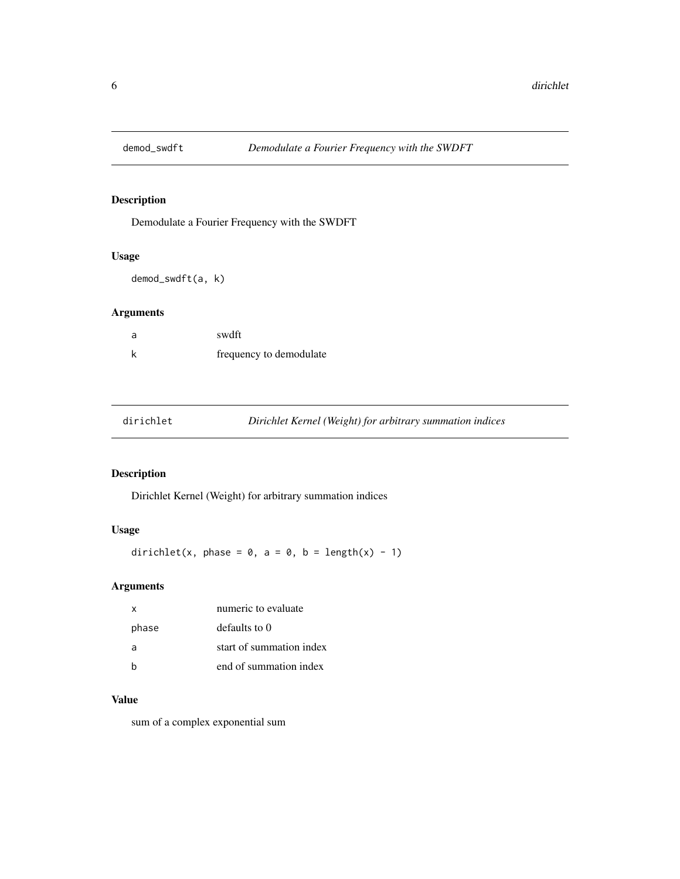## demod_swdft — *Demodulate a Fourier Frequency with the SWDFT*

### Description

Demodulate a Fourier Frequency with the SWDFT

### Usage

```
demod_swdft(a, k)
```

### Arguments

| | |
|---|---|
| a | swdft |
| k | frequency to demodulate |

## dirichlet — *Dirichlet Kernel (Weight) for arbitrary summation indices*

### Description

Dirichlet Kernel (Weight) for arbitrary summation indices

### Usage

```
dirichlet(x, phase = 0, a = 0, b = length(x) - 1)
```

### Arguments

| | |
|---|---|
| x | numeric to evaluate |
| phase | defaults to 0 |
| a | start of summation index |
| b | end of summation index |

### Value

sum of a complex exponential sum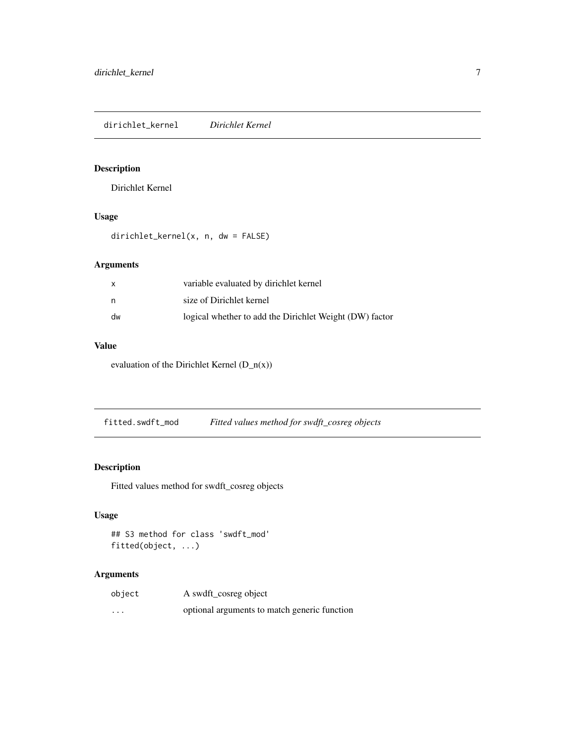## dirichlet_kernel *Dirichlet Kernel*

### Description

Dirichlet Kernel

### Usage

```
dirichlet_kernel(x, n, dw = FALSE)
```

### Arguments

| | |
|---|---|
| x | variable evaluated by dirichlet kernel |
| n | size of Dirichlet kernel |
| dw | logical whether to add the Dirichlet Weight (DW) factor |

### Value

evaluation of the Dirichlet Kernel (D_n(x))

## fitted.swdft_mod *Fitted values method for swdft_cosreg objects*

### Description

Fitted values method for swdft_cosreg objects

### Usage

```
## S3 method for class 'swdft_mod'
fitted(object, ...)
```

### Arguments

| | |
|---|---|
| object | A swdft_cosreg object |
| ... | optional arguments to match generic function |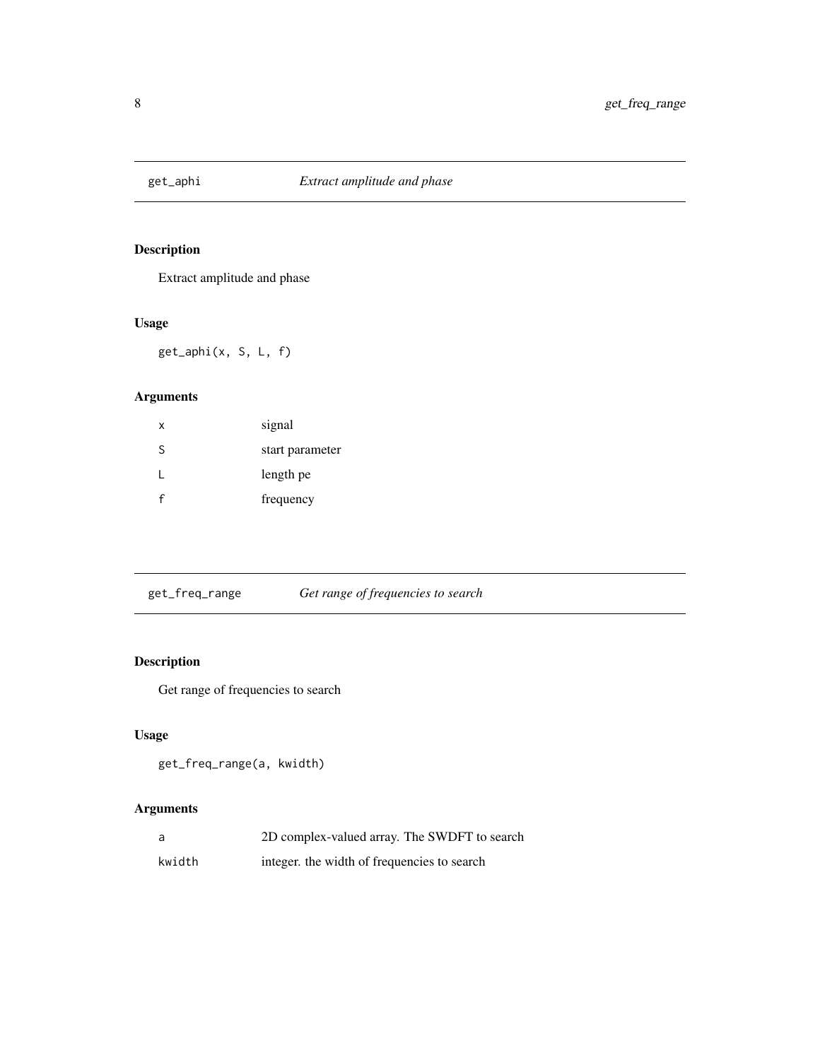## get_aphi *Extract amplitude and phase*

### Description

Extract amplitude and phase

### Usage

```
get_aphi(x, S, L, f)
```

### Arguments

| | |
|---|---|
| x | signal |
| S | start parameter |
| L | length pe |
| f | frequency |

## get_freq_range *Get range of frequencies to search*

### Description

Get range of frequencies to search

### Usage

```
get_freq_range(a, kwidth)
```

### Arguments

| | |
|---|---|
| a | 2D complex-valued array. The SWDFT to search |
| kwidth | integer. the width of frequencies to search |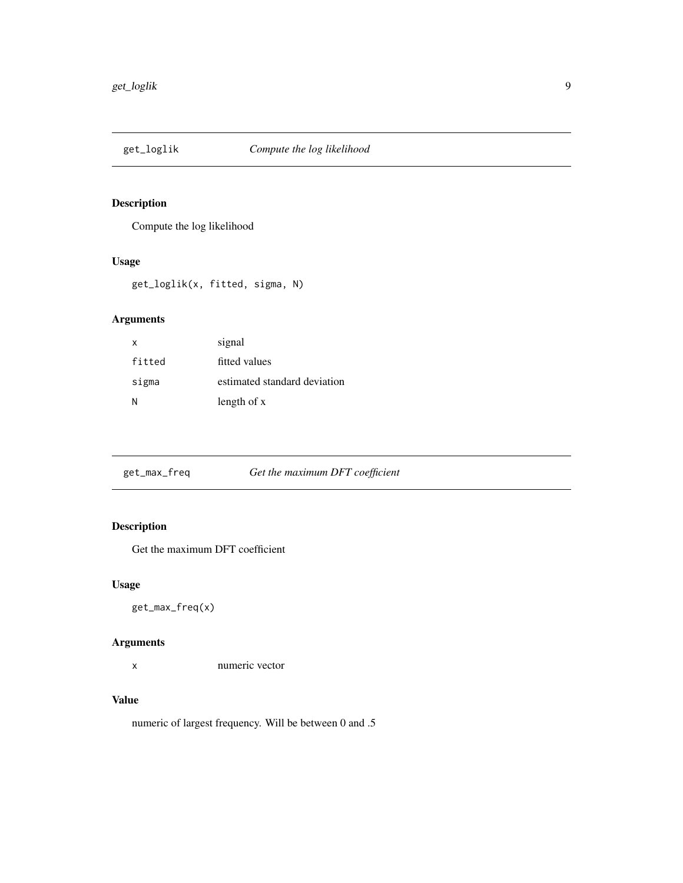## get_loglik — *Compute the log likelihood*

### Description

Compute the log likelihood

### Usage

```
get_loglik(x, fitted, sigma, N)
```

### Arguments

| | |
|---|---|
| x | signal |
| fitted | fitted values |
| sigma | estimated standard deviation |
| N | length of x |

## get_max_freq — *Get the maximum DFT coefficient*

### Description

Get the maximum DFT coefficient

### Usage

```
get_max_freq(x)
```

### Arguments

| | |
|---|---|
| x | numeric vector |

### Value

numeric of largest frequency. Will be between 0 and .5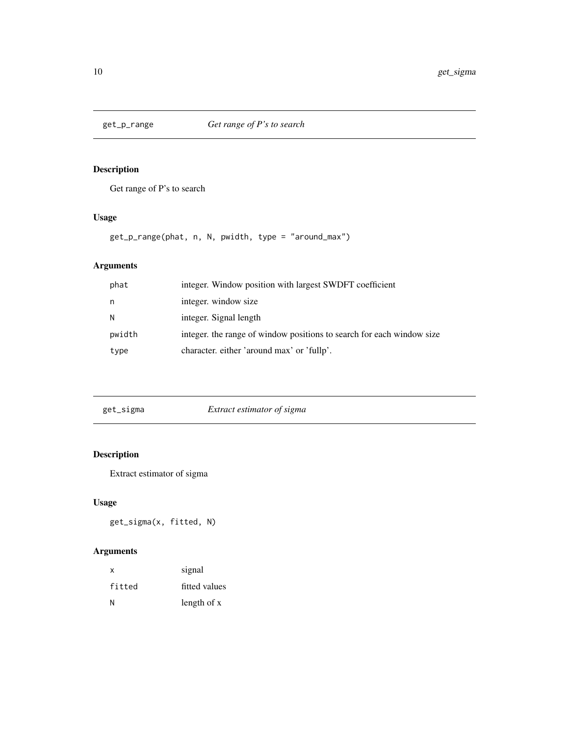## get_p_range *Get range of P's to search*

### Description

Get range of P's to search

### Usage

```
get_p_range(phat, n, N, pwidth, type = "around_max")
```

### Arguments

| | |
|---|---|
| phat | integer. Window position with largest SWDFT coefficient |
| n | integer. window size |
| N | integer. Signal length |
| pwidth | integer. the range of window positions to search for each window size |
| type | character. either 'around max' or 'fullp'. |

## get_sigma *Extract estimator of sigma*

### Description

Extract estimator of sigma

### Usage

```
get_sigma(x, fitted, N)
```

### Arguments

| | |
|---|---|
| x | signal |
| fitted | fitted values |
| N | length of x |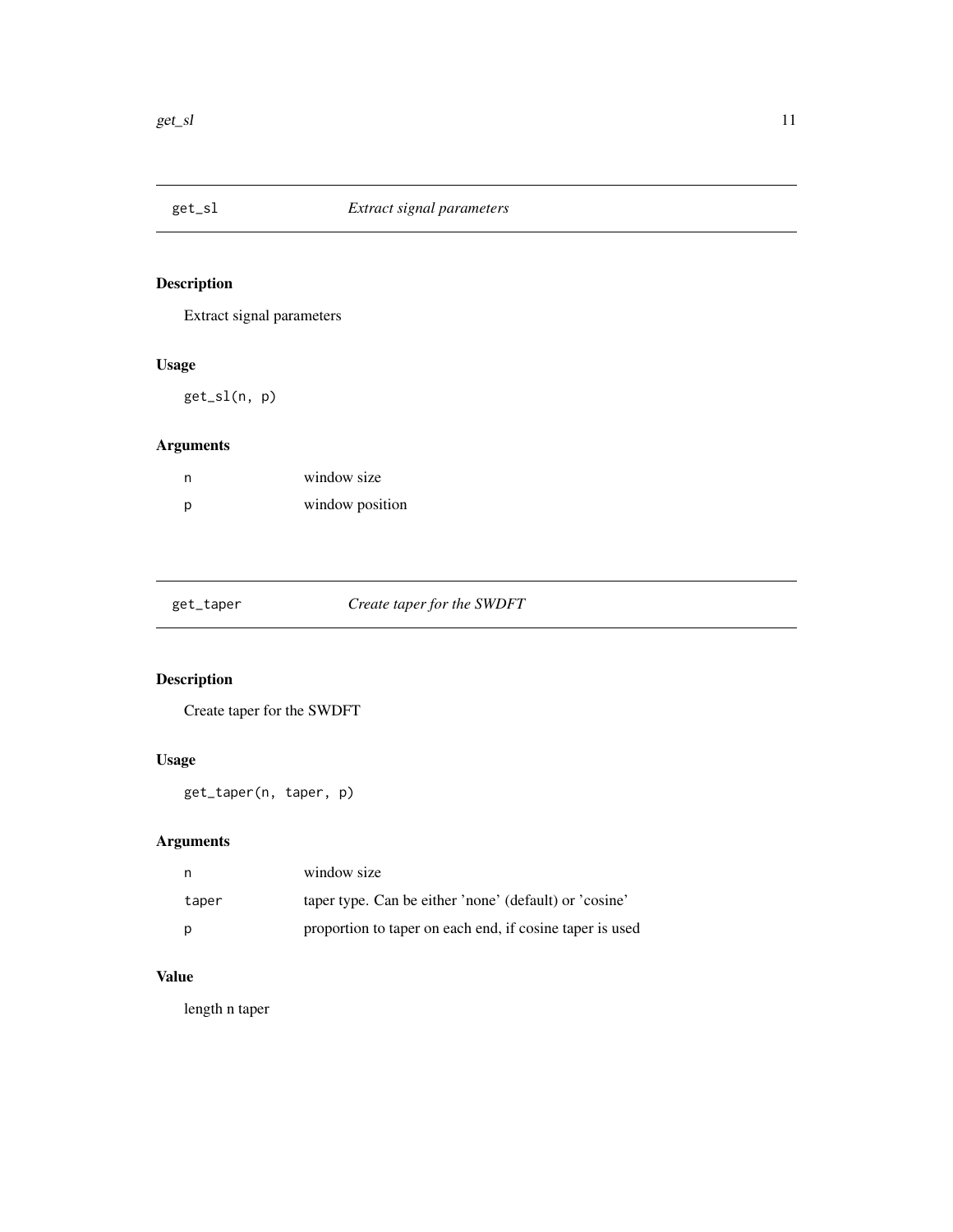## get_sl — *Extract signal parameters*

### Description

Extract signal parameters

### Usage

```
get_sl(n, p)
```

### Arguments

| | |
|---|---|
| n | window size |
| p | window position |

## get_taper — *Create taper for the SWDFT*

### Description

Create taper for the SWDFT

### Usage

```
get_taper(n, taper, p)
```

### Arguments

| | |
|---|---|
| n | window size |
| taper | taper type. Can be either 'none' (default) or 'cosine' |
| p | proportion to taper on each end, if cosine taper is used |

### Value

length n taper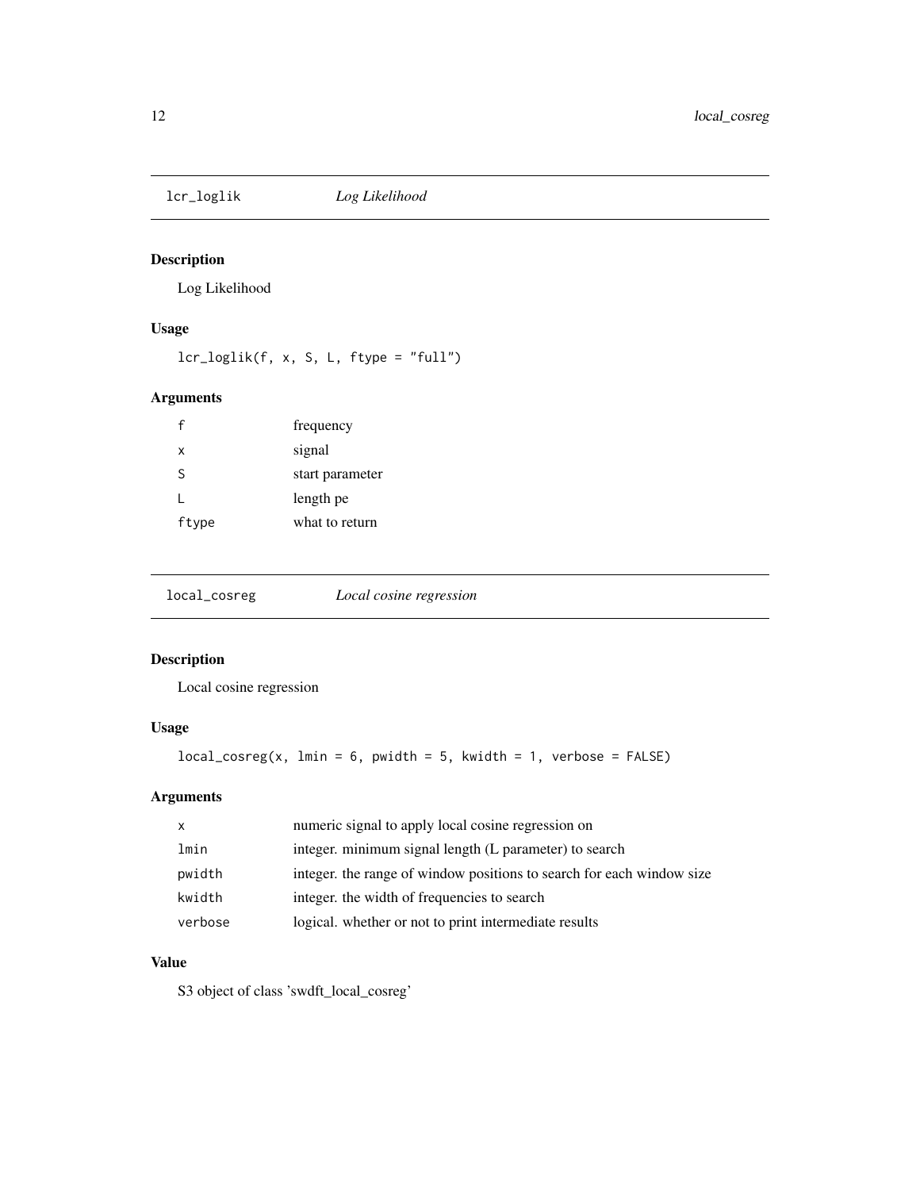## lcr_loglik *Log Likelihood*

### Description

Log Likelihood

### Usage

```
lcr_loglik(f, x, S, L, ftype = "full")
```

### Arguments

| | |
|---|---|
| f | frequency |
| x | signal |
| S | start parameter |
| L | length pe |
| ftype | what to return |

## local_cosreg *Local cosine regression*

### Description

Local cosine regression

### Usage

```
local_cosreg(x, lmin = 6, pwidth = 5, kwidth = 1, verbose = FALSE)
```

### Arguments

| | |
|---|---|
| x | numeric signal to apply local cosine regression on |
| lmin | integer. minimum signal length (L parameter) to search |
| pwidth | integer. the range of window positions to search for each window size |
| kwidth | integer. the width of frequencies to search |
| verbose | logical. whether or not to print intermediate results |

### Value

S3 object of class 'swdft_local_cosreg'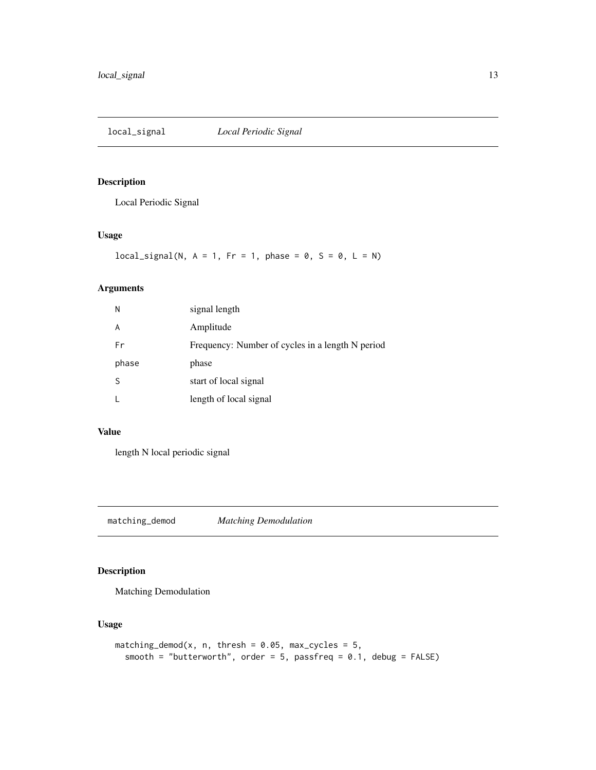## local_signal *Local Periodic Signal*

### Description

Local Periodic Signal

### Usage

```
local_signal(N, A = 1, Fr = 1, phase = 0, S = 0, L = N)
```

### Arguments

| | |
|---|---|
| N | signal length |
| A | Amplitude |
| Fr | Frequency: Number of cycles in a length N period |
| phase | phase |
| S | start of local signal |
| L | length of local signal |

### Value

length N local periodic signal

## matching_demod *Matching Demodulation*

### Description

Matching Demodulation

### Usage

```
matching_demod(x, n, thresh = 0.05, max_cycles = 5,
  smooth = "butterworth", order = 5, passfreq = 0.1, debug = FALSE)
```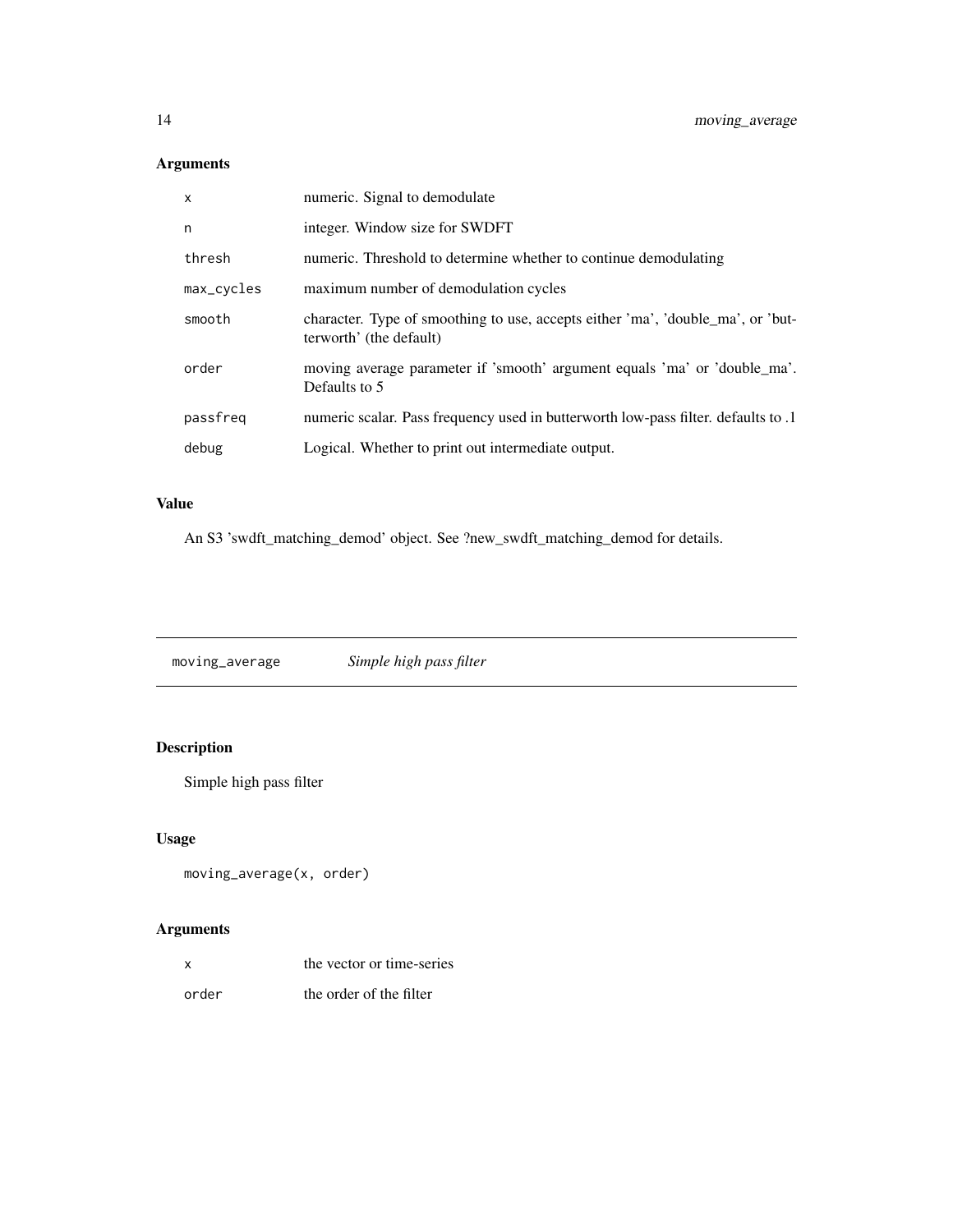## Arguments

| | |
|---|---|
| x | numeric. Signal to demodulate |
| n | integer. Window size for SWDFT |
| thresh | numeric. Threshold to determine whether to continue demodulating |
| max_cycles | maximum number of demodulation cycles |
| smooth | character. Type of smoothing to use, accepts either 'ma', 'double_ma', or 'butterworth' (the default) |
| order | moving average parameter if 'smooth' argument equals 'ma' or 'double_ma'. Defaults to 5 |
| passfreq | numeric scalar. Pass frequency used in butterworth low-pass filter. defaults to .1 |
| debug | Logical. Whether to print out intermediate output. |

## Value

An S3 'swdft_matching_demod' object. See ?new_swdft_matching_demod for details.

---

# moving_average *Simple high pass filter*

---

## Description

Simple high pass filter

## Usage

```
moving_average(x, order)
```

## Arguments

| | |
|---|---|
| x | the vector or time-series |
| order | the order of the filter |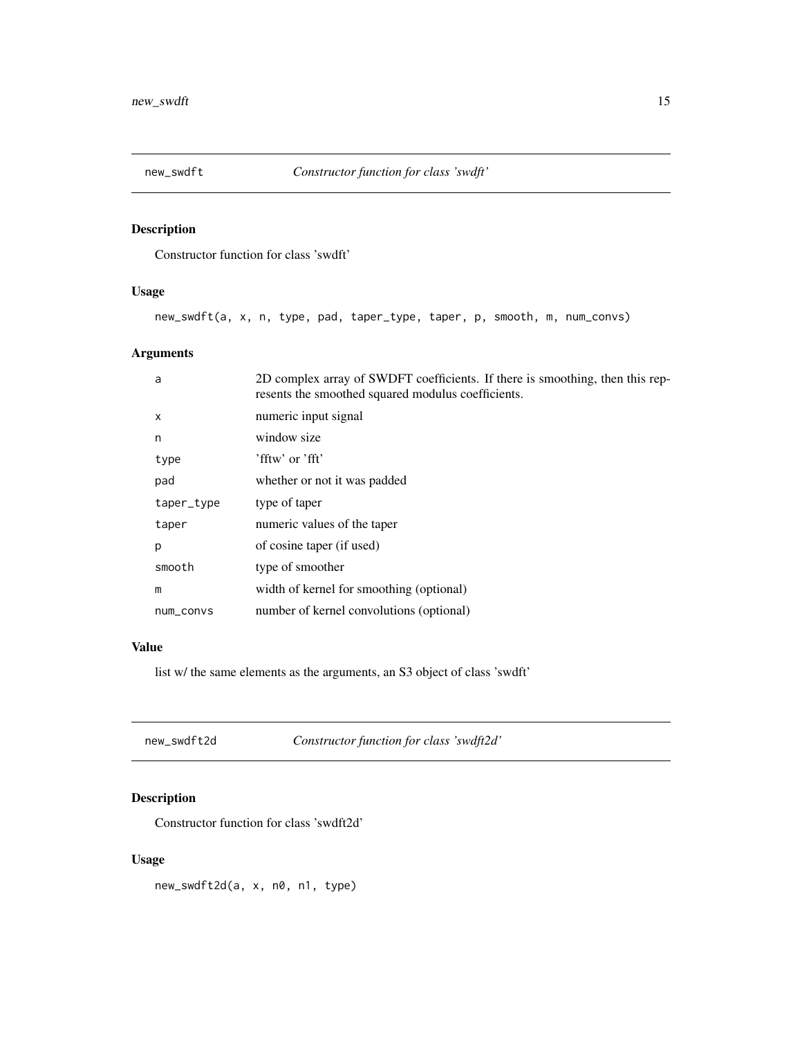## new_swdft — *Constructor function for class 'swdft'*

### Description

Constructor function for class 'swdft'

### Usage

```
new_swdft(a, x, n, type, pad, taper_type, taper, p, smooth, m, num_convs)
```

### Arguments

| | |
|---|---|
| `a` | 2D complex array of SWDFT coefficients. If there is smoothing, then this represents the smoothed squared modulus coefficients. |
| `x` | numeric input signal |
| `n` | window size |
| `type` | 'fftw' or 'fft' |
| `pad` | whether or not it was padded |
| `taper_type` | type of taper |
| `taper` | numeric values of the taper |
| `p` | of cosine taper (if used) |
| `smooth` | type of smoother |
| `m` | width of kernel for smoothing (optional) |
| `num_convs` | number of kernel convolutions (optional) |

### Value

list w/ the same elements as the arguments, an S3 object of class 'swdft'

## new_swdft2d — *Constructor function for class 'swdft2d'*

### Description

Constructor function for class 'swdft2d'

### Usage

```
new_swdft2d(a, x, n0, n1, type)
```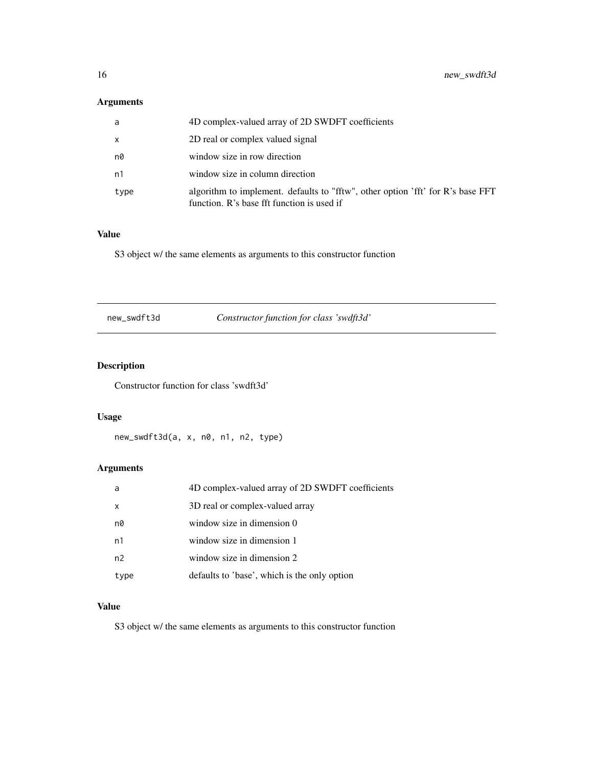### Arguments

| | |
|---|---|
| a | 4D complex-valued array of 2D SWDFT coefficients |
| x | 2D real or complex valued signal |
| n0 | window size in row direction |
| n1 | window size in column direction |
| type | algorithm to implement. defaults to "fftw", other option 'fft' for R's base FFT function. R's base fft function is used if |

### Value

S3 object w/ the same elements as arguments to this constructor function

---

## new_swdft3d &nbsp;&nbsp;&nbsp;&nbsp; *Constructor function for class 'swdft3d'*

### Description

Constructor function for class 'swdft3d'

### Usage

```
new_swdft3d(a, x, n0, n1, n2, type)
```

### Arguments

| | |
|---|---|
| a | 4D complex-valued array of 2D SWDFT coefficients |
| x | 3D real or complex-valued array |
| n0 | window size in dimension 0 |
| n1 | window size in dimension 1 |
| n2 | window size in dimension 2 |
| type | defaults to 'base', which is the only option |

### Value

S3 object w/ the same elements as arguments to this constructor function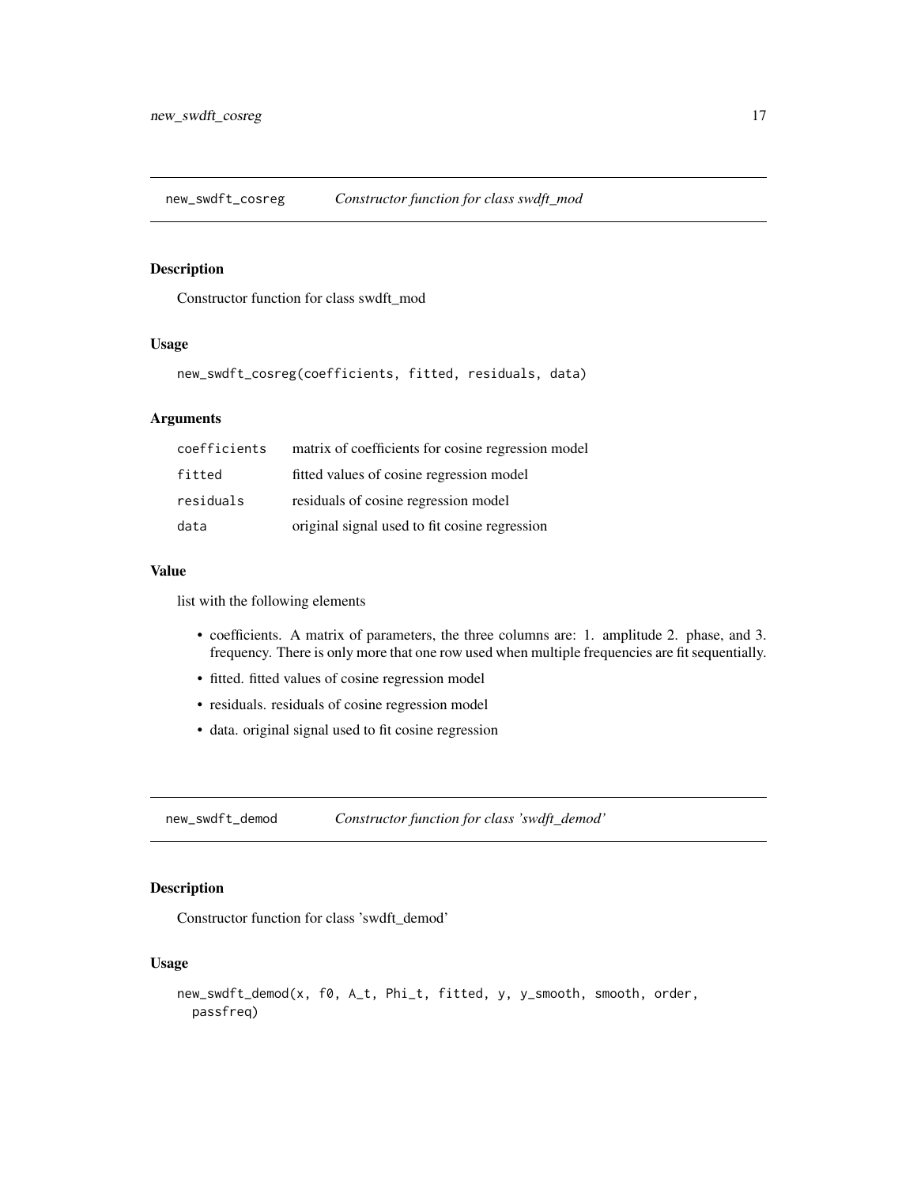## new_swdft_cosreg — *Constructor function for class swdft_mod*

### Description

Constructor function for class swdft_mod

### Usage

```
new_swdft_cosreg(coefficients, fitted, residuals, data)
```

### Arguments

| | |
|---|---|
| `coefficients` | matrix of coefficients for cosine regression model |
| `fitted` | fitted values of cosine regression model |
| `residuals` | residuals of cosine regression model |
| `data` | original signal used to fit cosine regression |

### Value

list with the following elements

- coefficients. A matrix of parameters, the three columns are: 1. amplitude 2. phase, and 3. frequency. There is only more that one row used when multiple frequencies are fit sequentially.
- fitted. fitted values of cosine regression model
- residuals. residuals of cosine regression model
- data. original signal used to fit cosine regression

## new_swdft_demod — *Constructor function for class 'swdft_demod'*

### Description

Constructor function for class 'swdft_demod'

### Usage

```
new_swdft_demod(x, f0, A_t, Phi_t, fitted, y, y_smooth, smooth, order,
  passfreq)
```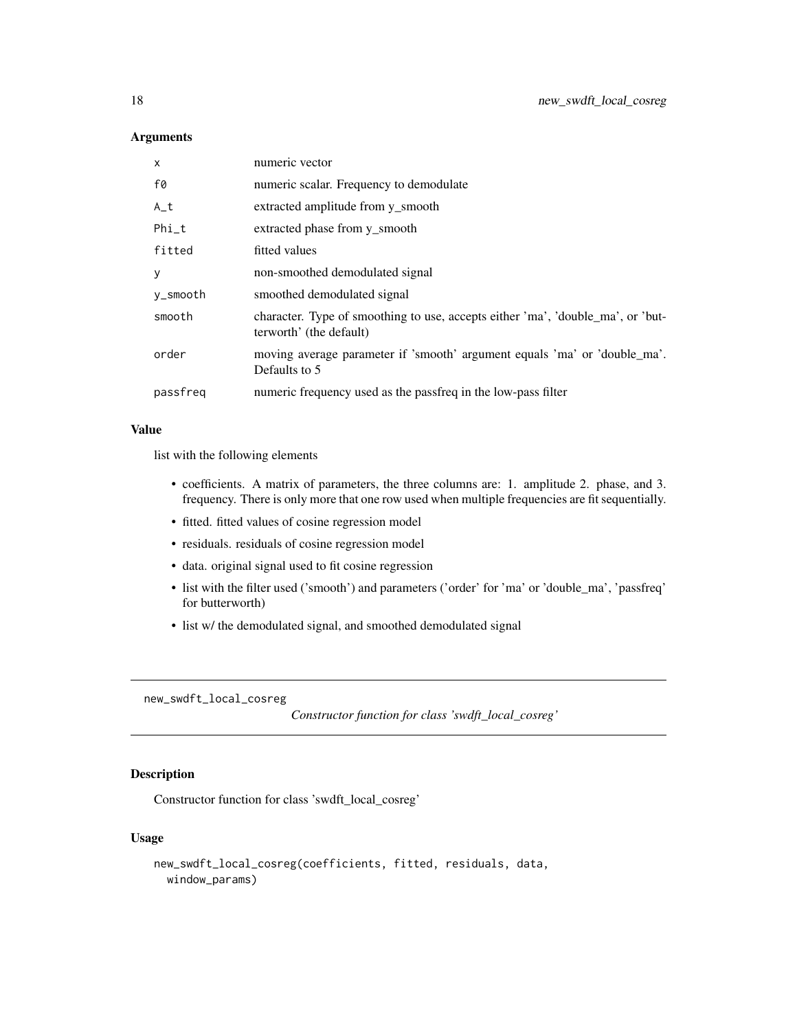## Arguments

| | |
|---|---|
| `x` | numeric vector |
| `f0` | numeric scalar. Frequency to demodulate |
| `A_t` | extracted amplitude from y_smooth |
| `Phi_t` | extracted phase from y_smooth |
| `fitted` | fitted values |
| `y` | non-smoothed demodulated signal |
| `y_smooth` | smoothed demodulated signal |
| `smooth` | character. Type of smoothing to use, accepts either 'ma', 'double_ma', or 'butterworth' (the default) |
| `order` | moving average parameter if 'smooth' argument equals 'ma' or 'double_ma'. Defaults to 5 |
| `passfreq` | numeric frequency used as the passfreq in the low-pass filter |

## Value

list with the following elements

- coefficients. A matrix of parameters, the three columns are: 1. amplitude 2. phase, and 3. frequency. There is only more that one row used when multiple frequencies are fit sequentially.
- fitted. fitted values of cosine regression model
- residuals. residuals of cosine regression model
- data. original signal used to fit cosine regression
- list with the filter used ('smooth') and parameters ('order' for 'ma' or 'double_ma', 'passfreq' for butterworth)
- list w/ the demodulated signal, and smoothed demodulated signal

---

# new_swdft_local_cosreg

*Constructor function for class 'swdft_local_cosreg'*

## Description

Constructor function for class 'swdft_local_cosreg'

## Usage

```
new_swdft_local_cosreg(coefficients, fitted, residuals, data,
  window_params)
```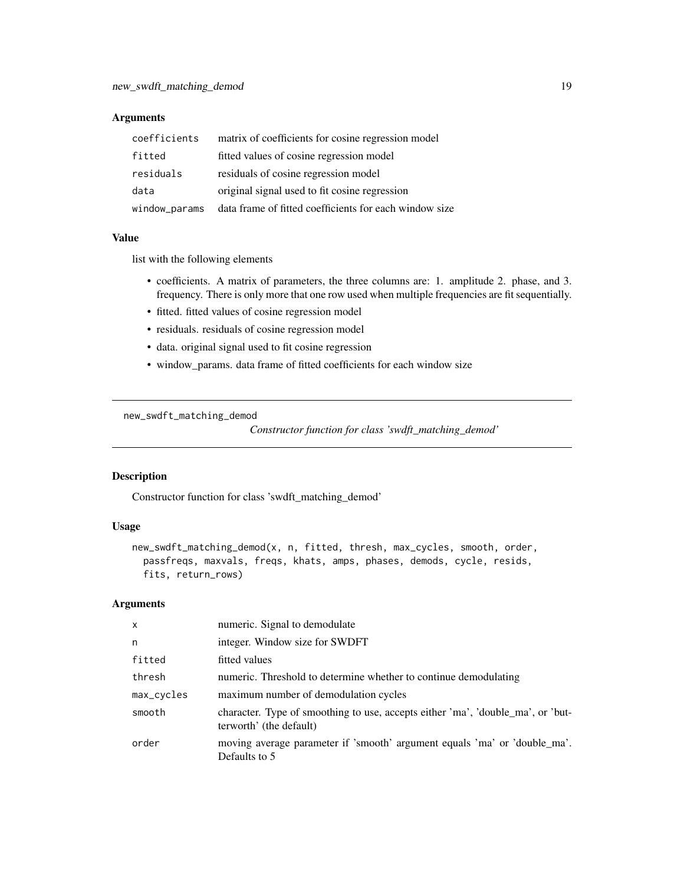### Arguments

| | |
|---|---|
| coefficients | matrix of coefficients for cosine regression model |
| fitted | fitted values of cosine regression model |
| residuals | residuals of cosine regression model |
| data | original signal used to fit cosine regression |
| window_params | data frame of fitted coefficients for each window size |

### Value

list with the following elements

- coefficients. A matrix of parameters, the three columns are: 1. amplitude 2. phase, and 3. frequency. There is only more that one row used when multiple frequencies are fit sequentially.
- fitted. fitted values of cosine regression model
- residuals. residuals of cosine regression model
- data. original signal used to fit cosine regression
- window_params. data frame of fitted coefficients for each window size

---

## new_swdft_matching_demod

*Constructor function for class 'swdft_matching_demod'*

### Description

Constructor function for class 'swdft_matching_demod'

### Usage

```
new_swdft_matching_demod(x, n, fitted, thresh, max_cycles, smooth, order,
  passfreqs, maxvals, freqs, khats, amps, phases, demods, cycle, resids,
  fits, return_rows)
```

### Arguments

| | |
|---|---|
| x | numeric. Signal to demodulate |
| n | integer. Window size for SWDFT |
| fitted | fitted values |
| thresh | numeric. Threshold to determine whether to continue demodulating |
| max_cycles | maximum number of demodulation cycles |
| smooth | character. Type of smoothing to use, accepts either 'ma', 'double_ma', or 'butterworth' (the default) |
| order | moving average parameter if 'smooth' argument equals 'ma' or 'double_ma'. Defaults to 5 |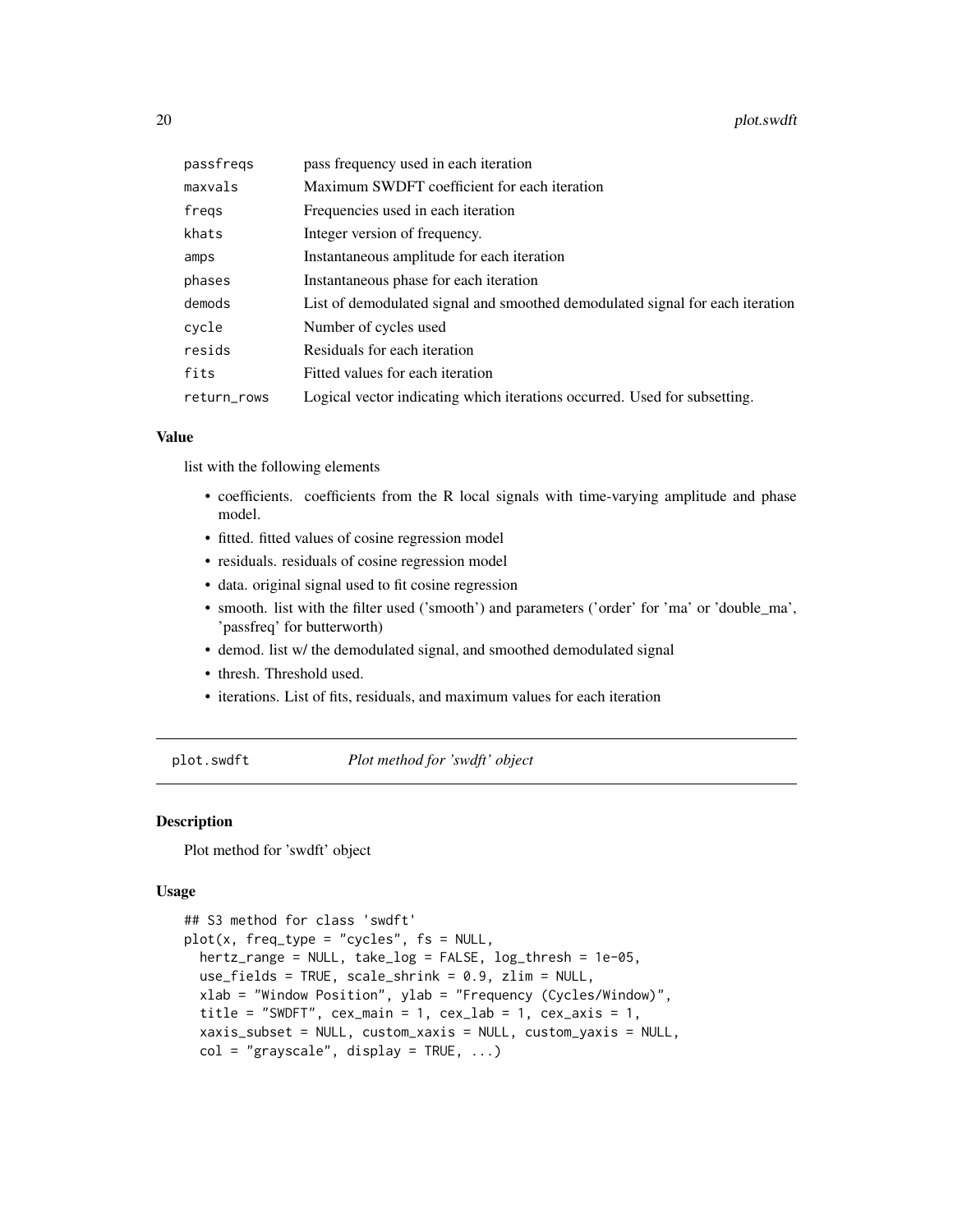| | |
|---|---|
| passfreqs | pass frequency used in each iteration |
| maxvals | Maximum SWDFT coefficient for each iteration |
| freqs | Frequencies used in each iteration |
| khats | Integer version of frequency. |
| amps | Instantaneous amplitude for each iteration |
| phases | Instantaneous phase for each iteration |
| demods | List of demodulated signal and smoothed demodulated signal for each iteration |
| cycle | Number of cycles used |
| resids | Residuals for each iteration |
| fits | Fitted values for each iteration |
| return_rows | Logical vector indicating which iterations occurred. Used for subsetting. |

### Value

list with the following elements

- coefficients. coefficients from the R local signals with time-varying amplitude and phase model.
- fitted. fitted values of cosine regression model
- residuals. residuals of cosine regression model
- data. original signal used to fit cosine regression
- smooth. list with the filter used ('smooth') and parameters ('order' for 'ma' or 'double_ma', 'passfreq' for butterworth)
- demod. list w/ the demodulated signal, and smoothed demodulated signal
- thresh. Threshold used.
- iterations. List of fits, residuals, and maximum values for each iteration

---

## plot.swdft    *Plot method for 'swdft' object*

### Description

Plot method for 'swdft' object

### Usage

```
## S3 method for class 'swdft'
plot(x, freq_type = "cycles", fs = NULL,
  hertz_range = NULL, take_log = FALSE, log_thresh = 1e-05,
  use_fields = TRUE, scale_shrink = 0.9, zlim = NULL,
  xlab = "Window Position", ylab = "Frequency (Cycles/Window)",
  title = "SWDFT", cex_main = 1, cex_lab = 1, cex_axis = 1,
  xaxis_subset = NULL, custom_xaxis = NULL, custom_yaxis = NULL,
  col = "grayscale", display = TRUE, ...)
```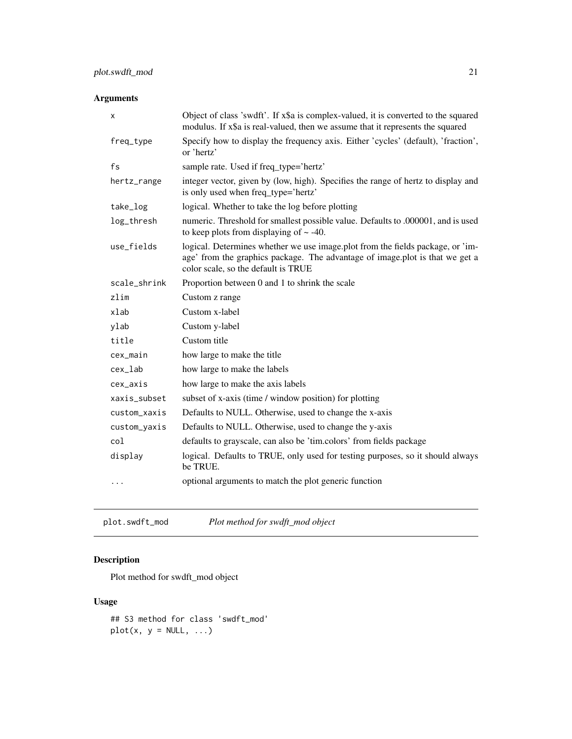## Arguments

| | |
|---|---|
| x | Object of class 'swdft'. If x$a is complex-valued, it is converted to the squared modulus. If x$a is real-valued, then we assume that it represents the squared |
| freq_type | Specify how to display the frequency axis. Either 'cycles' (default), 'fraction', or 'hertz' |
| fs | sample rate. Used if freq_type='hertz' |
| hertz_range | integer vector, given by (low, high). Specifies the range of hertz to display and is only used when freq_type='hertz' |
| take_log | logical. Whether to take the log before plotting |
| log_thresh | numeric. Threshold for smallest possible value. Defaults to .000001, and is used to keep plots from displaying of ~ -40. |
| use_fields | logical. Determines whether we use image.plot from the fields package, or 'image' from the graphics package. The advantage of image.plot is that we get a color scale, so the default is TRUE |
| scale_shrink | Proportion between 0 and 1 to shrink the scale |
| zlim | Custom z range |
| xlab | Custom x-label |
| ylab | Custom y-label |
| title | Custom title |
| cex_main | how large to make the title |
| cex_lab | how large to make the labels |
| cex_axis | how large to make the axis labels |
| xaxis_subset | subset of x-axis (time / window position) for plotting |
| custom_xaxis | Defaults to NULL. Otherwise, used to change the x-axis |
| custom_yaxis | Defaults to NULL. Otherwise, used to change the y-axis |
| col | defaults to grayscale, can also be 'tim.colors' from fields package |
| display | logical. Defaults to TRUE, only used for testing purposes, so it should always be TRUE. |
| ... | optional arguments to match the plot generic function |

---

# plot.swdft_mod — *Plot method for swdft_mod object*

## Description

Plot method for swdft_mod object

## Usage

```
## S3 method for class 'swdft_mod'
plot(x, y = NULL, ...)
```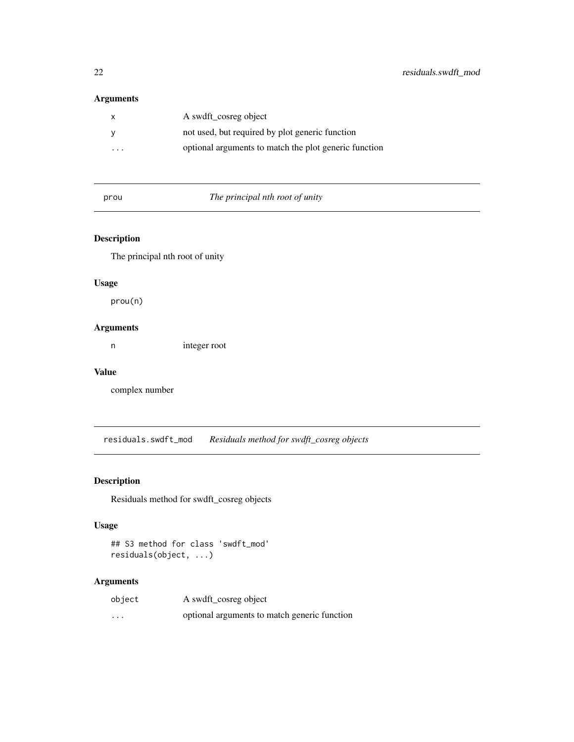## Arguments

| | |
|---|---|
| `x` | A swdft_cosreg object |
| `y` | not used, but required by plot generic function |
| `...` | optional arguments to match the plot generic function |

---

## prou — *The principal nth root of unity*

### Description

The principal nth root of unity

### Usage

```
prou(n)
```

### Arguments

| | |
|---|---|
| `n` | integer root |

### Value

complex number

---

## residuals.swdft_mod — *Residuals method for swdft_cosreg objects*

### Description

Residuals method for swdft_cosreg objects

### Usage

```
## S3 method for class 'swdft_mod'
residuals(object, ...)
```

### Arguments

| | |
|---|---|
| `object` | A swdft_cosreg object |
| `...` | optional arguments to match generic function |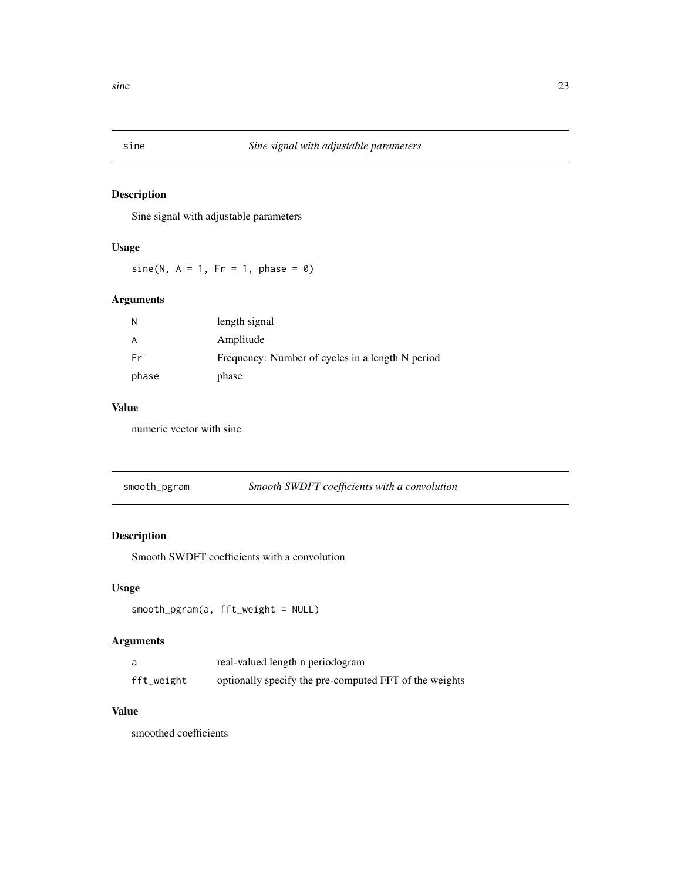## sine — *Sine signal with adjustable parameters*

### Description

Sine signal with adjustable parameters

### Usage

```
sine(N, A = 1, Fr = 1, phase = 0)
```

### Arguments

| | |
|---|---|
| N | length signal |
| A | Amplitude |
| Fr | Frequency: Number of cycles in a length N period |
| phase | phase |

### Value

numeric vector with sine

## smooth_pgram — *Smooth SWDFT coefficients with a convolution*

### Description

Smooth SWDFT coefficients with a convolution

### Usage

```
smooth_pgram(a, fft_weight = NULL)
```

### Arguments

| | |
|---|---|
| a | real-valued length n periodogram |
| fft_weight | optionally specify the pre-computed FFT of the weights |

### Value

smoothed coefficients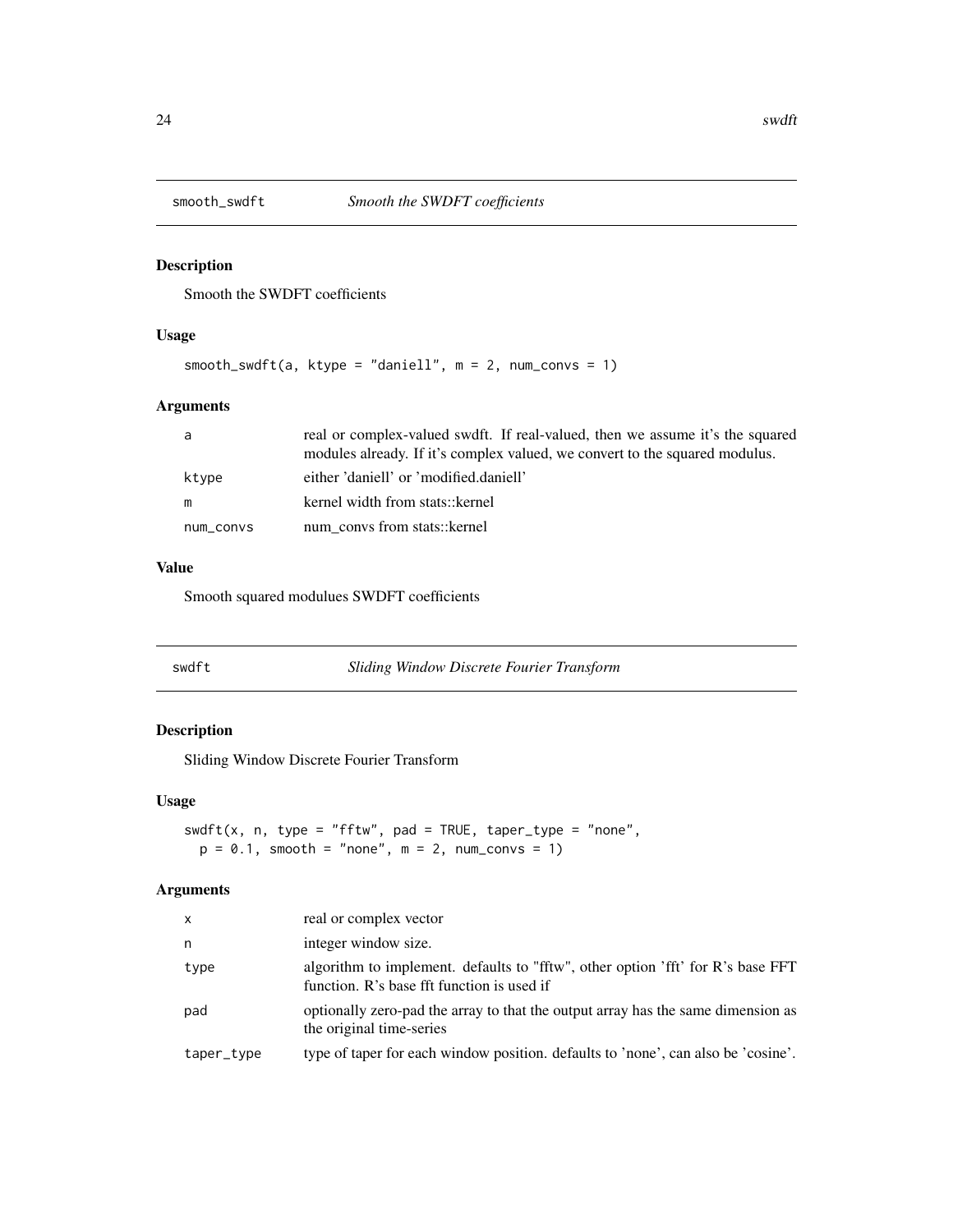## smooth_swdft — *Smooth the SWDFT coefficients*

### Description

Smooth the SWDFT coefficients

### Usage

```
smooth_swdft(a, ktype = "daniell", m = 2, num_convs = 1)
```

### Arguments

| | |
|---|---|
| a | real or complex-valued swdft. If real-valued, then we assume it's the squared modules already. If it's complex valued, we convert to the squared modulus. |
| ktype | either 'daniell' or 'modified.daniell' |
| m | kernel width from stats::kernel |
| num_convs | num_convs from stats::kernel |

### Value

Smooth squared modulues SWDFT coefficients

## swdft — *Sliding Window Discrete Fourier Transform*

### Description

Sliding Window Discrete Fourier Transform

### Usage

```
swdft(x, n, type = "fftw", pad = TRUE, taper_type = "none",
  p = 0.1, smooth = "none", m = 2, num_convs = 1)
```

### Arguments

| | |
|---|---|
| x | real or complex vector |
| n | integer window size. |
| type | algorithm to implement. defaults to "fftw", other option 'fft' for R's base FFT function. R's base fft function is used if |
| pad | optionally zero-pad the array to that the output array has the same dimension as the original time-series |
| taper_type | type of taper for each window position. defaults to 'none', can also be 'cosine'. |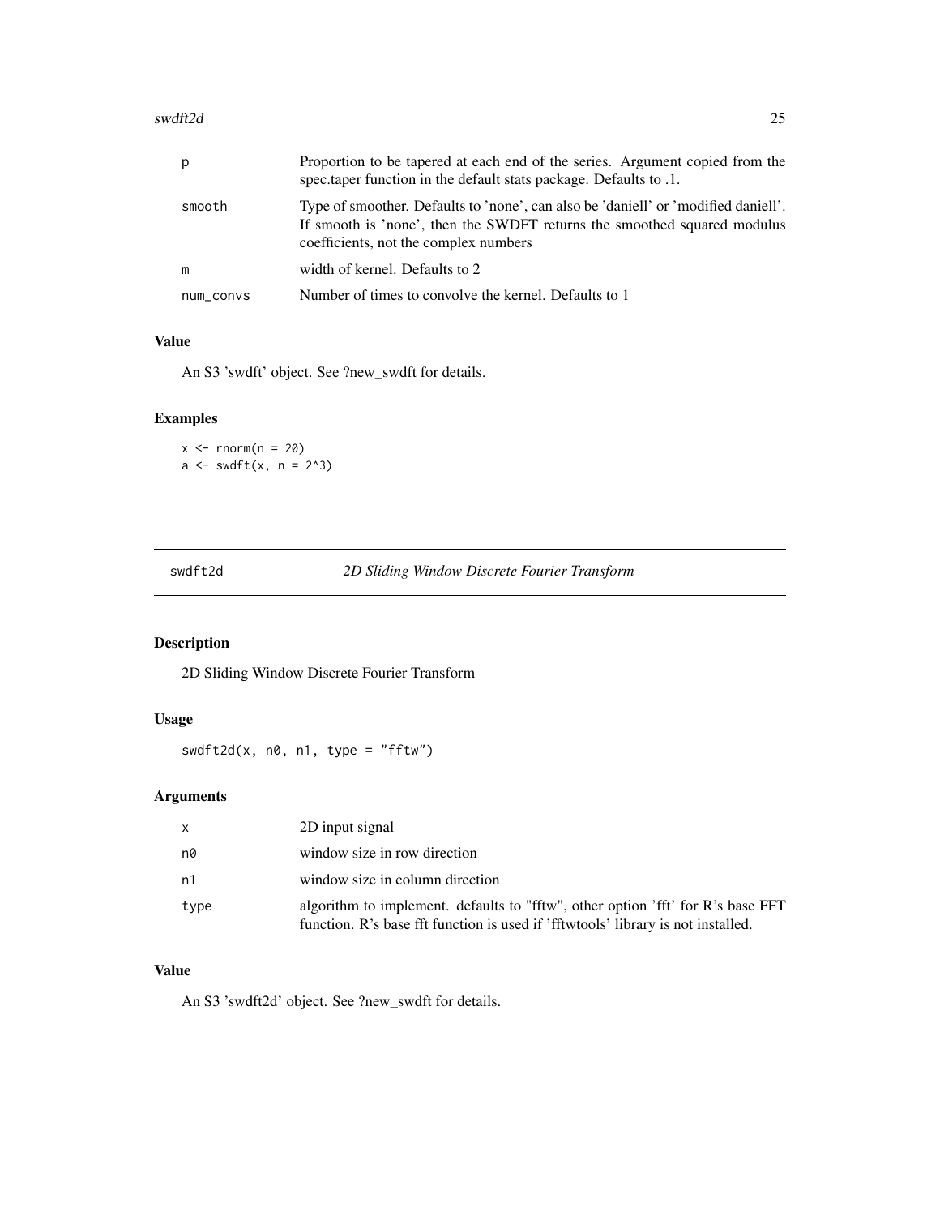| | |
|---|---|
| p | Proportion to be tapered at each end of the series. Argument copied from the spec.taper function in the default stats package. Defaults to .1. |
| smooth | Type of smoother. Defaults to 'none', can also be 'daniell' or 'modified daniell'. If smooth is 'none', then the SWDFT returns the smoothed squared modulus coefficients, not the complex numbers |
| m | width of kernel. Defaults to 2 |
| num_convs | Number of times to convolve the kernel. Defaults to 1 |

### Value

An S3 'swdft' object. See ?new_swdft for details.

### Examples

```
x <- rnorm(n = 20)
a <- swdft(x, n = 2^3)
```

---

## swdft2d — *2D Sliding Window Discrete Fourier Transform*

---

### Description

2D Sliding Window Discrete Fourier Transform

### Usage

```
swdft2d(x, n0, n1, type = "fftw")
```

### Arguments

| | |
|---|---|
| x | 2D input signal |
| n0 | window size in row direction |
| n1 | window size in column direction |
| type | algorithm to implement. defaults to "fftw", other option 'fft' for R's base FFT function. R's base fft function is used if 'fftwtools' library is not installed. |

### Value

An S3 'swdft2d' object. See ?new_swdft for details.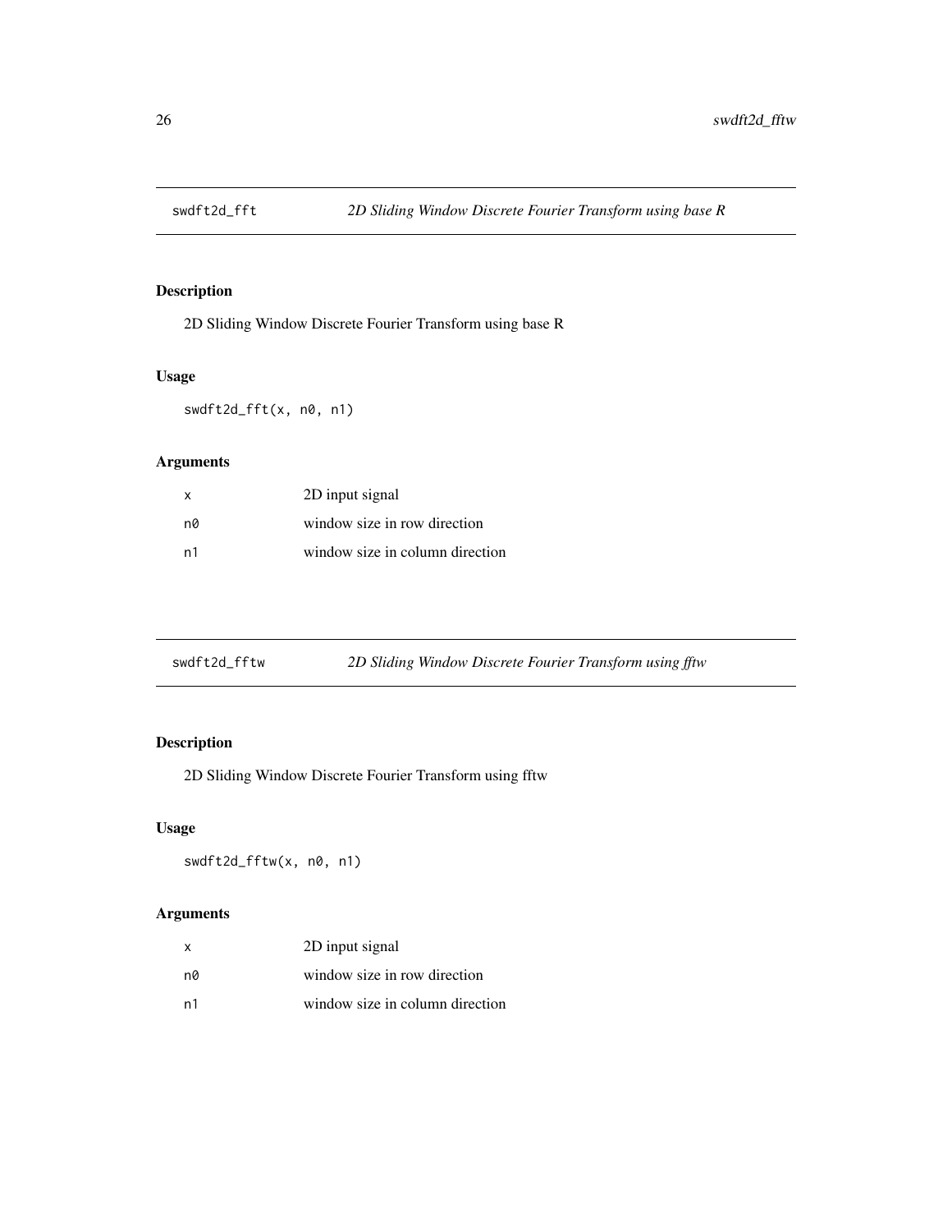## swdft2d_fft — *2D Sliding Window Discrete Fourier Transform using base R*

### Description

2D Sliding Window Discrete Fourier Transform using base R

### Usage

```
swdft2d_fft(x, n0, n1)
```

### Arguments

| | |
|---|---|
| x | 2D input signal |
| n0 | window size in row direction |
| n1 | window size in column direction |

## swdft2d_fftw — *2D Sliding Window Discrete Fourier Transform using fftw*

### Description

2D Sliding Window Discrete Fourier Transform using fftw

### Usage

```
swdft2d_fftw(x, n0, n1)
```

### Arguments

| | |
|---|---|
| x | 2D input signal |
| n0 | window size in row direction |
| n1 | window size in column direction |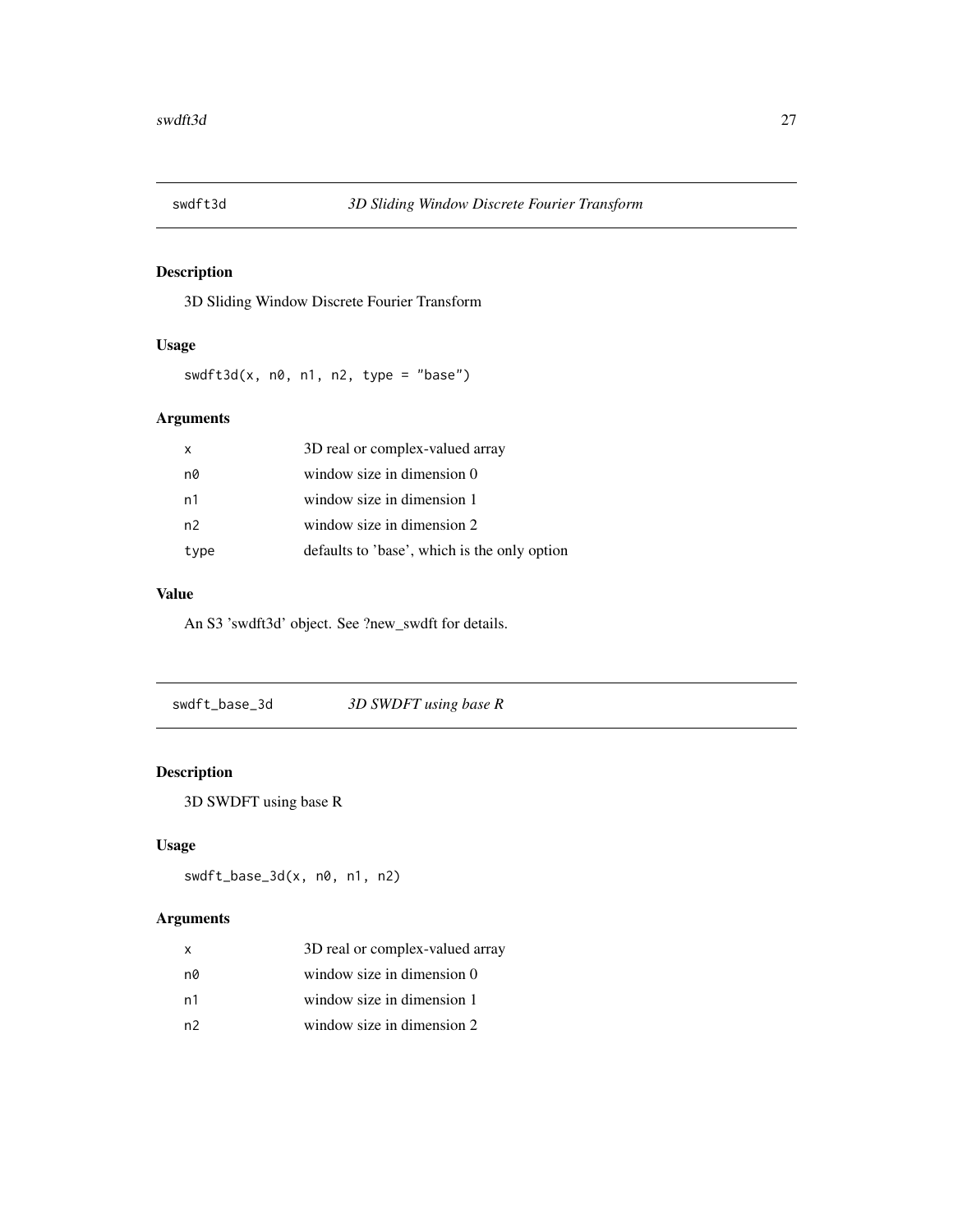## swdft3d — *3D Sliding Window Discrete Fourier Transform*

### Description

3D Sliding Window Discrete Fourier Transform

### Usage

```
swdft3d(x, n0, n1, n2, type = "base")
```

### Arguments

| | |
|---|---|
| x | 3D real or complex-valued array |
| n0 | window size in dimension 0 |
| n1 | window size in dimension 1 |
| n2 | window size in dimension 2 |
| type | defaults to 'base', which is the only option |

### Value

An S3 'swdft3d' object. See ?new_swdft for details.

## swdft_base_3d — *3D SWDFT using base R*

### Description

3D SWDFT using base R

### Usage

```
swdft_base_3d(x, n0, n1, n2)
```

### Arguments

| | |
|---|---|
| x | 3D real or complex-valued array |
| n0 | window size in dimension 0 |
| n1 | window size in dimension 1 |
| n2 | window size in dimension 2 |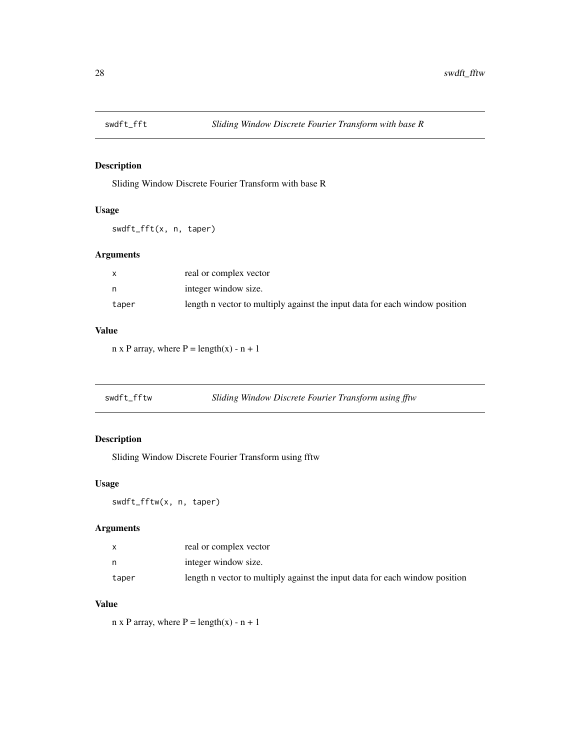## swdft_fft — *Sliding Window Discrete Fourier Transform with base R*

### Description

Sliding Window Discrete Fourier Transform with base R

### Usage

```
swdft_fft(x, n, taper)
```

### Arguments

| | |
|---|---|
| x | real or complex vector |
| n | integer window size. |
| taper | length n vector to multiply against the input data for each window position |

### Value

n x P array, where P = length(x) - n + 1

## swdft_fftw — *Sliding Window Discrete Fourier Transform using fftw*

### Description

Sliding Window Discrete Fourier Transform using fftw

### Usage

```
swdft_fftw(x, n, taper)
```

### Arguments

| | |
|---|---|
| x | real or complex vector |
| n | integer window size. |
| taper | length n vector to multiply against the input data for each window position |

### Value

n x P array, where P = length(x) - n + 1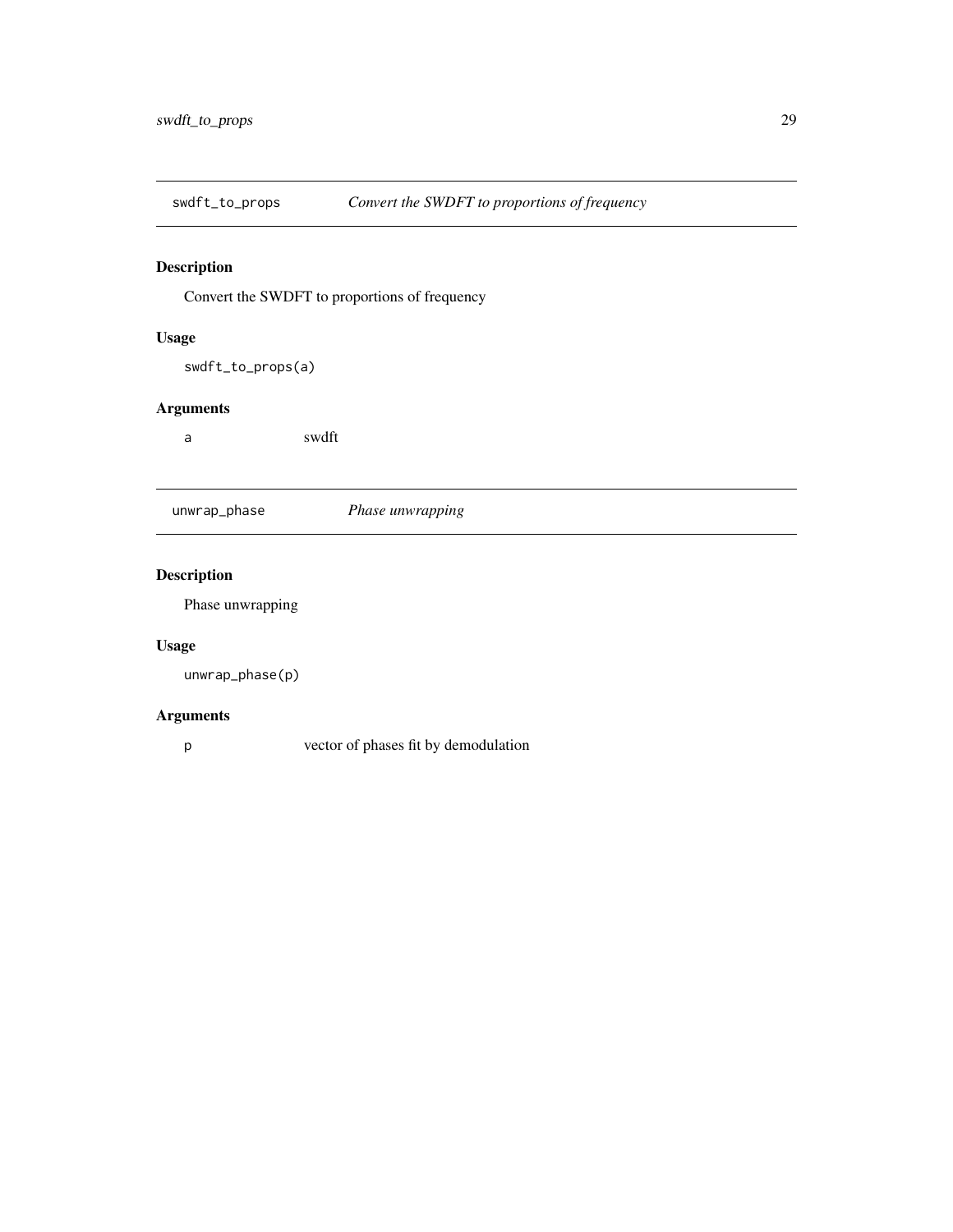## swdft_to_props — *Convert the SWDFT to proportions of frequency*

### Description

Convert the SWDFT to proportions of frequency

### Usage

```
swdft_to_props(a)
```

### Arguments

| | |
|---|---|
| `a` | swdft |

## unwrap_phase — *Phase unwrapping*

### Description

Phase unwrapping

### Usage

```
unwrap_phase(p)
```

### Arguments

| | |
|---|---|
| `p` | vector of phases fit by demodulation |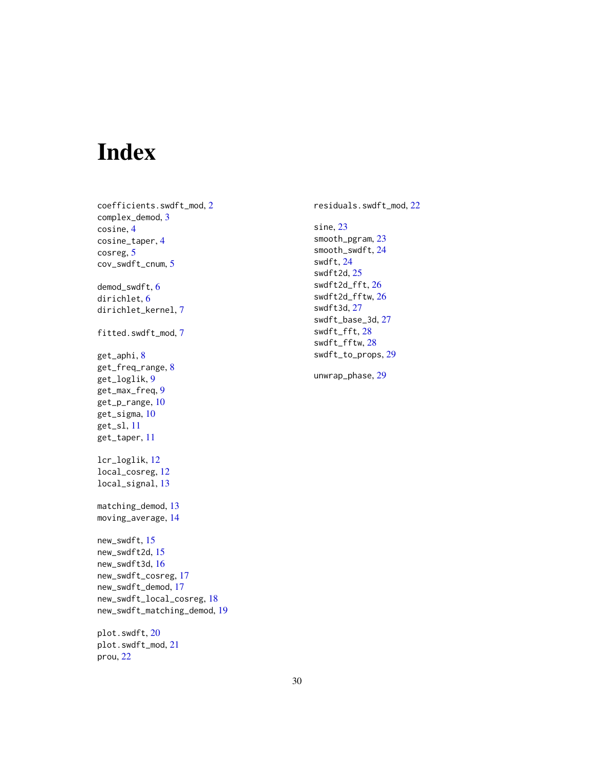# Index

coefficients.swdft_mod, 2
complex_demod, 3
cosine, 4
cosine_taper, 4
cosreg, 5
cov_swdft_cnum, 5

demod_swdft, 6
dirichlet, 6
dirichlet_kernel, 7

fitted.swdft_mod, 7

get_aphi, 8
get_freq_range, 8
get_loglik, 9
get_max_freq, 9
get_p_range, 10
get_sigma, 10
get_sl, 11
get_taper, 11

lcr_loglik, 12
local_cosreg, 12
local_signal, 13

matching_demod, 13
moving_average, 14

new_swdft, 15
new_swdft2d, 15
new_swdft3d, 16
new_swdft_cosreg, 17
new_swdft_demod, 17
new_swdft_local_cosreg, 18
new_swdft_matching_demod, 19

plot.swdft, 20
plot.swdft_mod, 21
prou, 22

residuals.swdft_mod, 22

sine, 23
smooth_pgram, 23
smooth_swdft, 24
swdft, 24
swdft2d, 25
swdft2d_fft, 26
swdft2d_fftw, 26
swdft3d, 27
swdft_base_3d, 27
swdft_fft, 28
swdft_fftw, 28
swdft_to_props, 29

unwrap_phase, 29